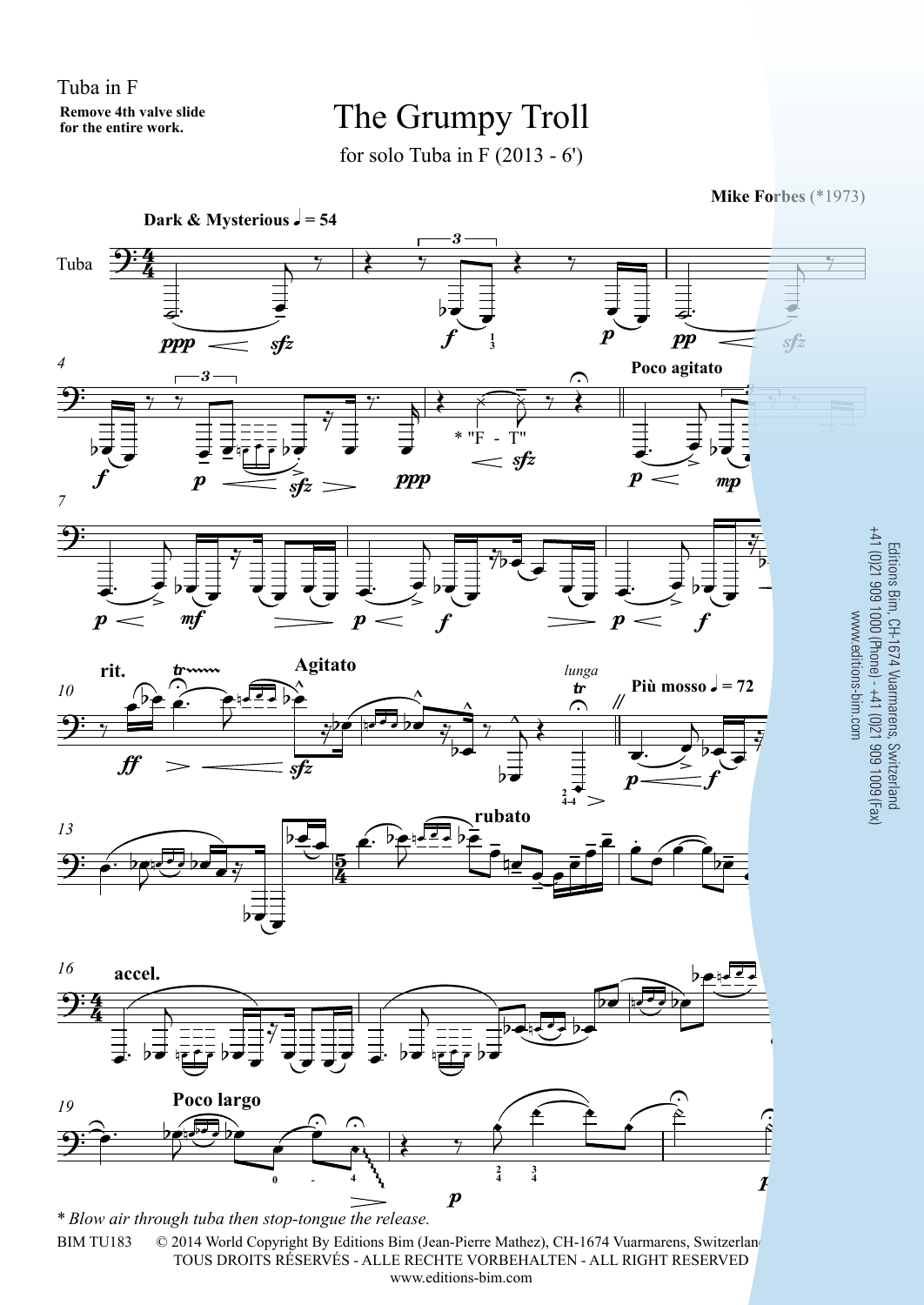Tuba in F

**Remove 4th valve slide for the entire work.**

# The Grumpy Troll

for solo Tuba in F (2013 - 6')

**Mike Forbes** (*1973)

**Dark & Mysterious** ♩ = 54

**Poco agitato**

**rit.**

**Agitato**

*lunga*

**Più mosso** ♩ = 72

**rubato**

**accel.**

**Poco largo**

\* "F - T"

\* *Blow air through tuba then stop-tongue the release.*

BIM TU183 © 2014 World Copyright By Editions Bim (Jean-Pierre Mathez), CH-1674 Vuarmarens, Switzerland

TOUS DROITS RÉSERVÉS - ALLE RECHTE VORBEHALTEN - ALL RIGHT RESERVED

www.editions-bim.com

Editions Bim, CH-1674 Vuarmarens, Switzerland
+41 (0)21 909 1000 (Phone) - +41 (0)21 909 1009 (Fax)
www.editions-bim.com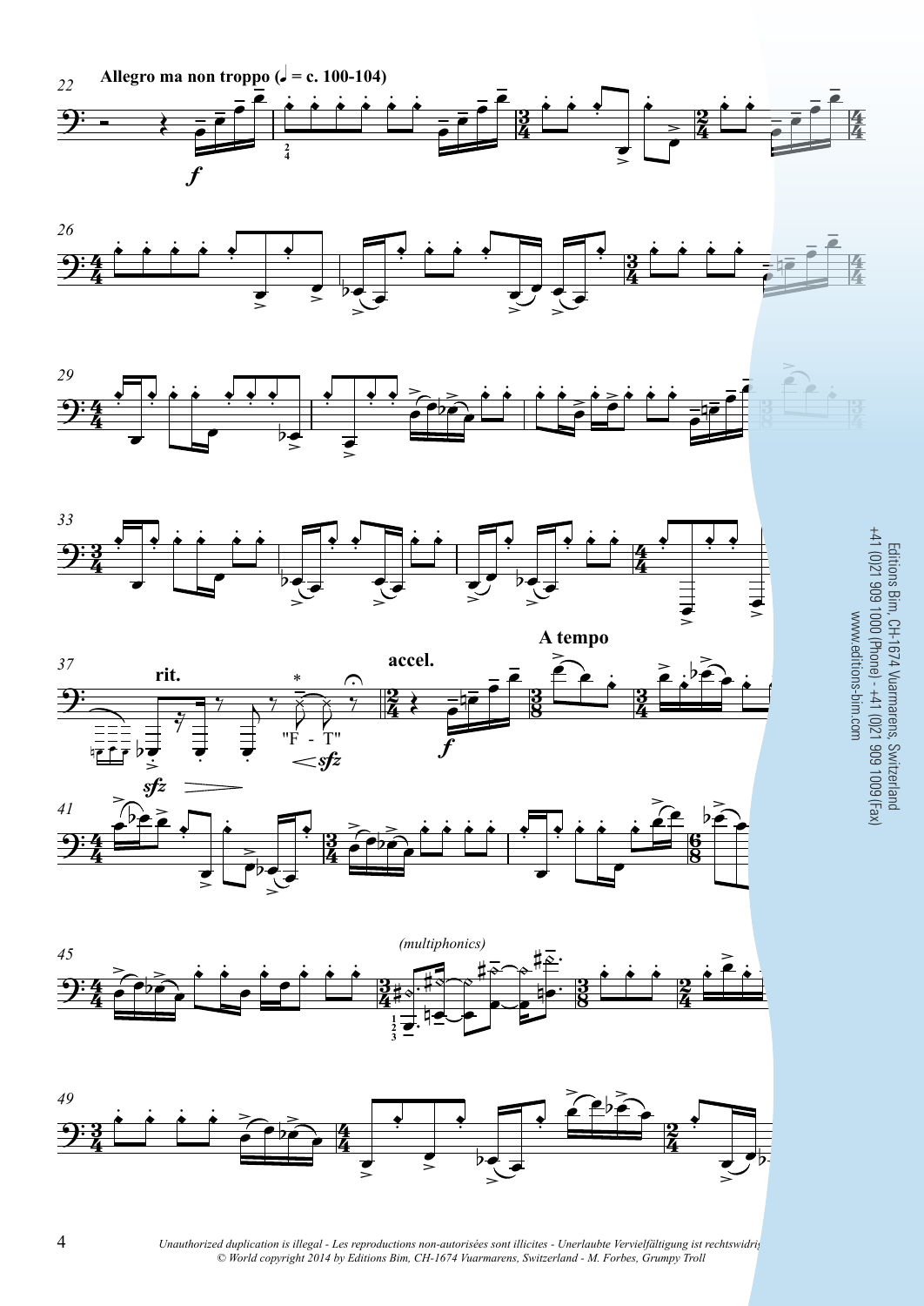**Allegro ma non troppo** (♩ = c. 100-104)

rit.

"F - T"

accel.

**A tempo**

*(multiphonics)*

Editions Bim, CH-1674 Vuarmarens, Switzerland
+41 (0)21 909 1000 (Phone) - +41 (0)21 909 1009 (Fax)
www.editions-bim.com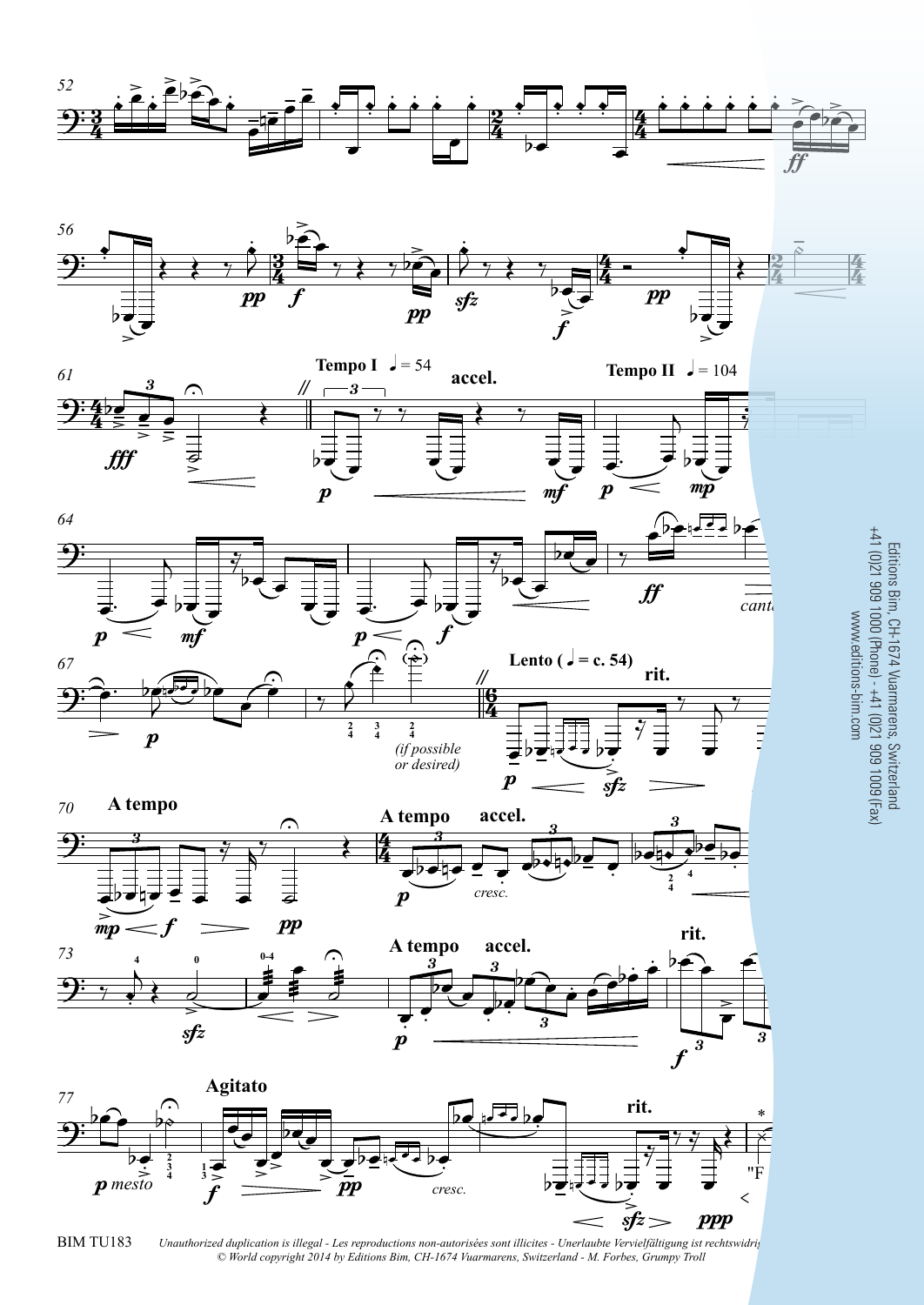Editions Bim, CH-1674 Vuarmarens, Switzerland
+41 (0)21 909 1000 (Phone) - +41 (0)21 909 1009 (Fax)
www.editions-bim.com

BIM TU183 *Unauthorized duplication is illegal - Les reproductions non-autorisées sont illicites - Unerlaubte Vervielfältigung ist rechtswidrig*

*© World copyright 2014 by Editions Bim, CH-1674 Vuarmarens, Switzerland - M. Forbes, Grumpy Troll*